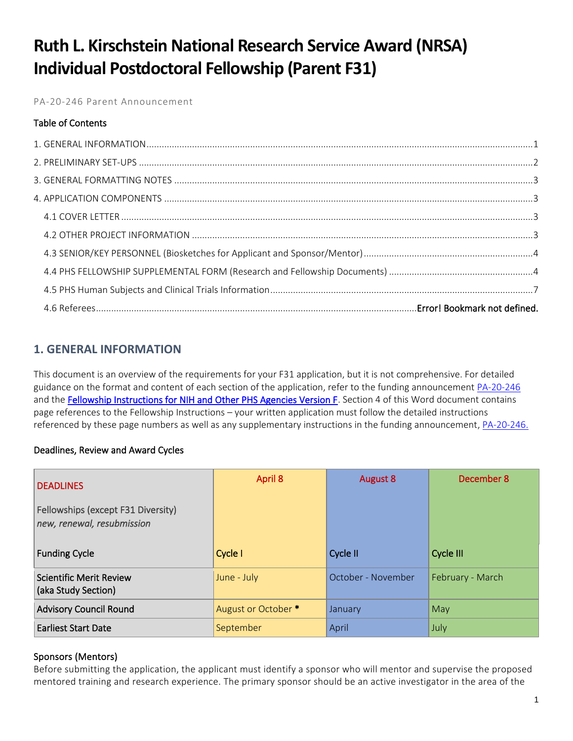# Ruth L. Kirschstein National Research Service Award (NRSA) Individual Postdoctoral Fellowship (Parent F31)

PA-20-246 Parent Announcement

### Table of Contents

1. GENERAL INFORMATION ........................................................................................................................................1
2. PRELIMINARY SET-UPS ..........................................................................................................................................2
3. GENERAL FORMATTING NOTES ............................................................................................................................3
4. APPLICATION COMPONENTS ................................................................................................................................3
   - 4.1 COVER LETTER ................................................................................................................................................3
   - 4.2 OTHER PROJECT INFORMATION ......................................................................................................................3
   - 4.3 SENIOR/KEY PERSONNEL (Biosketches for Applicant and Sponsor/Mentor) ...................................................................4
   - 4.4 PHS FELLOWSHIP SUPPLEMENTAL FORM (Research and Fellowship Documents) .........................................................4
   - 4.5 PHS Human Subjects and Clinical Trials Information .......................................................................................7
   - 4.6 Referees.............................................................................................................................Error! Bookmark not defined.

## 1. GENERAL INFORMATION

This document is an overview of the requirements for your F31 application, but it is not comprehensive. For detailed guidance on the format and content of each section of the application, refer to the funding announcement PA-20-246 and the **Fellowship Instructions for NIH and Other PHS Agencies Version F**. Section 4 of this Word document contains page references to the Fellowship Instructions – your written application must follow the detailed instructions referenced by these page numbers as well as any supplementary instructions in the funding announcement, PA-20-246.

### Deadlines, Review and Award Cycles

| DEADLINES<br><br>Fellowships (except F31 Diversity)<br>*new, renewal, resubmission* | April 8 | August 8 | December 8 |
|---|---|---|---|
| Funding Cycle | Cycle I | Cycle II | Cycle III |
| Scientific Merit Review (aka Study Section) | June - July | October - November | February - March |
| Advisory Council Round | August or October **\*** | January | May |
| Earliest Start Date | September | April | July |

### Sponsors (Mentors)

Before submitting the application, the applicant must identify a sponsor who will mentor and supervise the proposed mentored training and research experience. The primary sponsor should be an active investigator in the area of the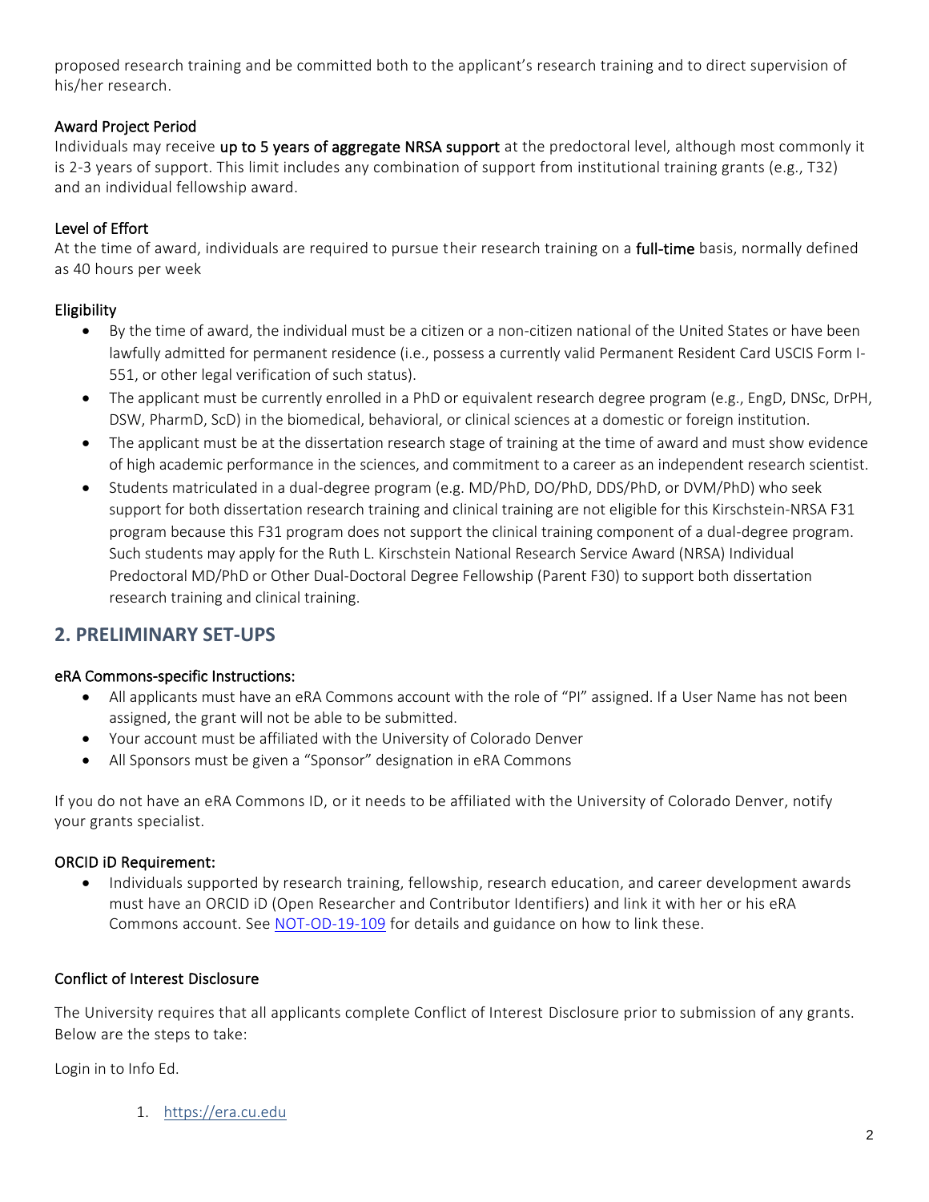proposed research training and be committed both to the applicant's research training and to direct supervision of his/her research.

### Award Project Period

Individuals may receive **up to 5 years of aggregate NRSA support** at the predoctoral level, although most commonly it is 2-3 years of support. This limit includes any combination of support from institutional training grants (e.g., T32) and an individual fellowship award.

### Level of Effort

At the time of award, individuals are required to pursue their research training on a **full-time** basis, normally defined as 40 hours per week

### Eligibility

- By the time of award, the individual must be a citizen or a non-citizen national of the United States or have been lawfully admitted for permanent residence (i.e., possess a currently valid Permanent Resident Card USCIS Form I-551, or other legal verification of such status).
- The applicant must be currently enrolled in a PhD or equivalent research degree program (e.g., EngD, DNSc, DrPH, DSW, PharmD, ScD) in the biomedical, behavioral, or clinical sciences at a domestic or foreign institution.
- The applicant must be at the dissertation research stage of training at the time of award and must show evidence of high academic performance in the sciences, and commitment to a career as an independent research scientist.
- Students matriculated in a dual-degree program (e.g. MD/PhD, DO/PhD, DDS/PhD, or DVM/PhD) who seek support for both dissertation research training and clinical training are not eligible for this Kirschstein-NRSA F31 program because this F31 program does not support the clinical training component of a dual-degree program. Such students may apply for the Ruth L. Kirschstein National Research Service Award (NRSA) Individual Predoctoral MD/PhD or Other Dual-Doctoral Degree Fellowship (Parent F30) to support both dissertation research training and clinical training.

## 2. PRELIMINARY SET-UPS

### eRA Commons-specific Instructions:

- All applicants must have an eRA Commons account with the role of "PI" assigned. If a User Name has not been assigned, the grant will not be able to be submitted.
- Your account must be affiliated with the University of Colorado Denver
- All Sponsors must be given a "Sponsor" designation in eRA Commons

If you do not have an eRA Commons ID, or it needs to be affiliated with the University of Colorado Denver, notify your grants specialist.

### ORCID iD Requirement:

- Individuals supported by research training, fellowship, research education, and career development awards must have an ORCID iD (Open Researcher and Contributor Identifiers) and link it with her or his eRA Commons account. See [NOT-OD-19-109](NOT-OD-19-109) for details and guidance on how to link these.

### Conflict of Interest Disclosure

The University requires that all applicants complete Conflict of Interest Disclosure prior to submission of any grants. Below are the steps to take:

Login in to Info Ed.

1. [https://era.cu.edu](https://era.cu.edu)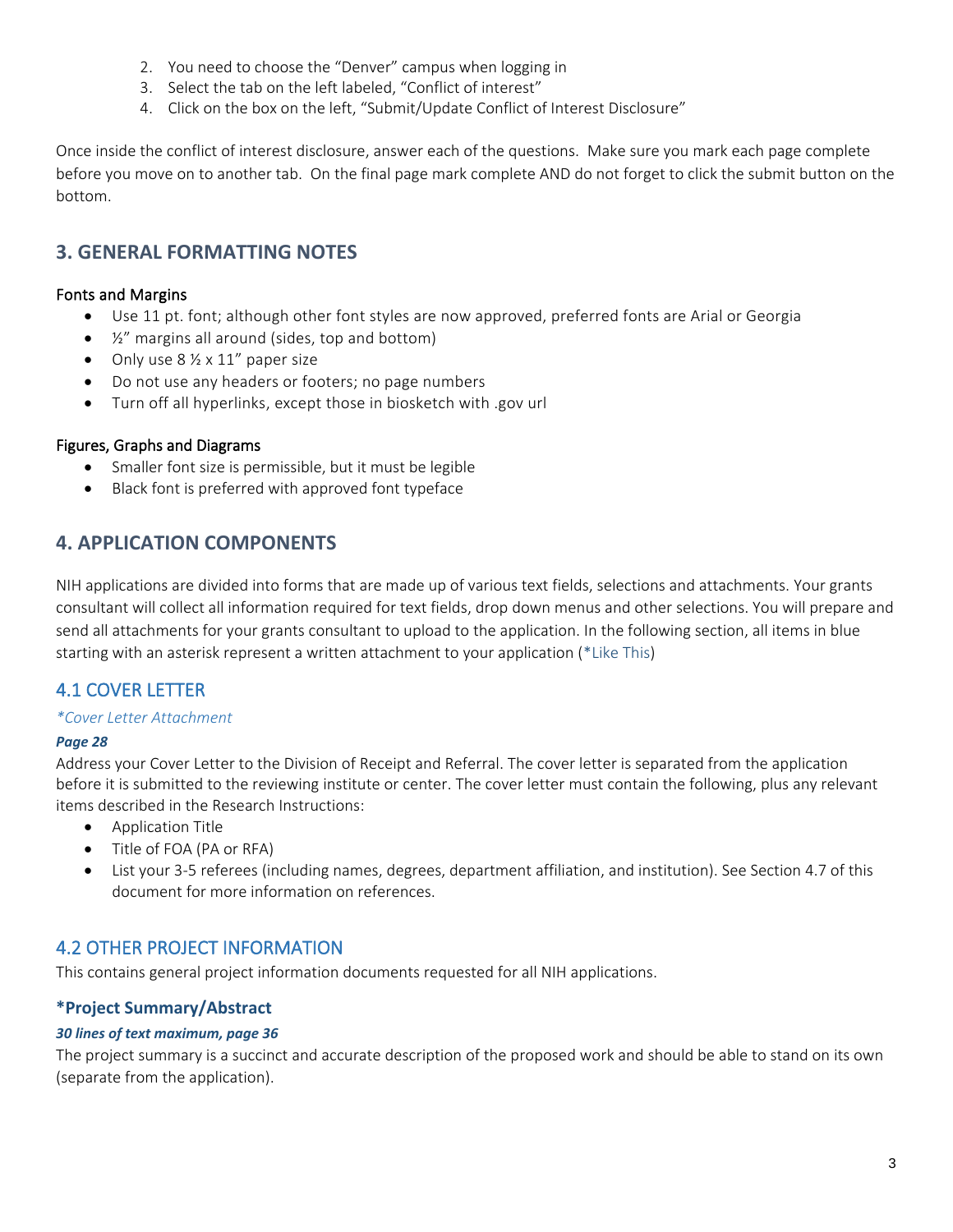2. You need to choose the “Denver” campus when logging in
3. Select the tab on the left labeled, “Conflict of interest”
4. Click on the box on the left, “Submit/Update Conflict of Interest Disclosure”

Once inside the conflict of interest disclosure, answer each of the questions. Make sure you mark each page complete before you move on to another tab. On the final page mark complete AND do not forget to click the submit button on the bottom.

## 3. GENERAL FORMATTING NOTES

### Fonts and Margins

- Use 11 pt. font; although other font styles are now approved, preferred fonts are Arial or Georgia
- ½” margins all around (sides, top and bottom)
- Only use 8 ½ x 11” paper size
- Do not use any headers or footers; no page numbers
- Turn off all hyperlinks, except those in biosketch with .gov url

### Figures, Graphs and Diagrams

- Smaller font size is permissible, but it must be legible
- Black font is preferred with approved font typeface

## 4. APPLICATION COMPONENTS

NIH applications are divided into forms that are made up of various text fields, selections and attachments. Your grants consultant will collect all information required for text fields, drop down menus and other selections. You will prepare and send all attachments for your grants consultant to upload to the application. In the following section, all items in blue starting with an asterisk represent a written attachment to your application (*Like This)

### 4.1 COVER LETTER

*\*Cover Letter Attachment*

***Page 28***

Address your Cover Letter to the Division of Receipt and Referral. The cover letter is separated from the application before it is submitted to the reviewing institute or center. The cover letter must contain the following, plus any relevant items described in the Research Instructions:

- Application Title
- Title of FOA (PA or RFA)
- List your 3-5 referees (including names, degrees, department affiliation, and institution). See Section 4.7 of this document for more information on references.

### 4.2 OTHER PROJECT INFORMATION

This contains general project information documents requested for all NIH applications.

#### *Project Summary/Abstract

***30 lines of text maximum, page 36***

The project summary is a succinct and accurate description of the proposed work and should be able to stand on its own (separate from the application).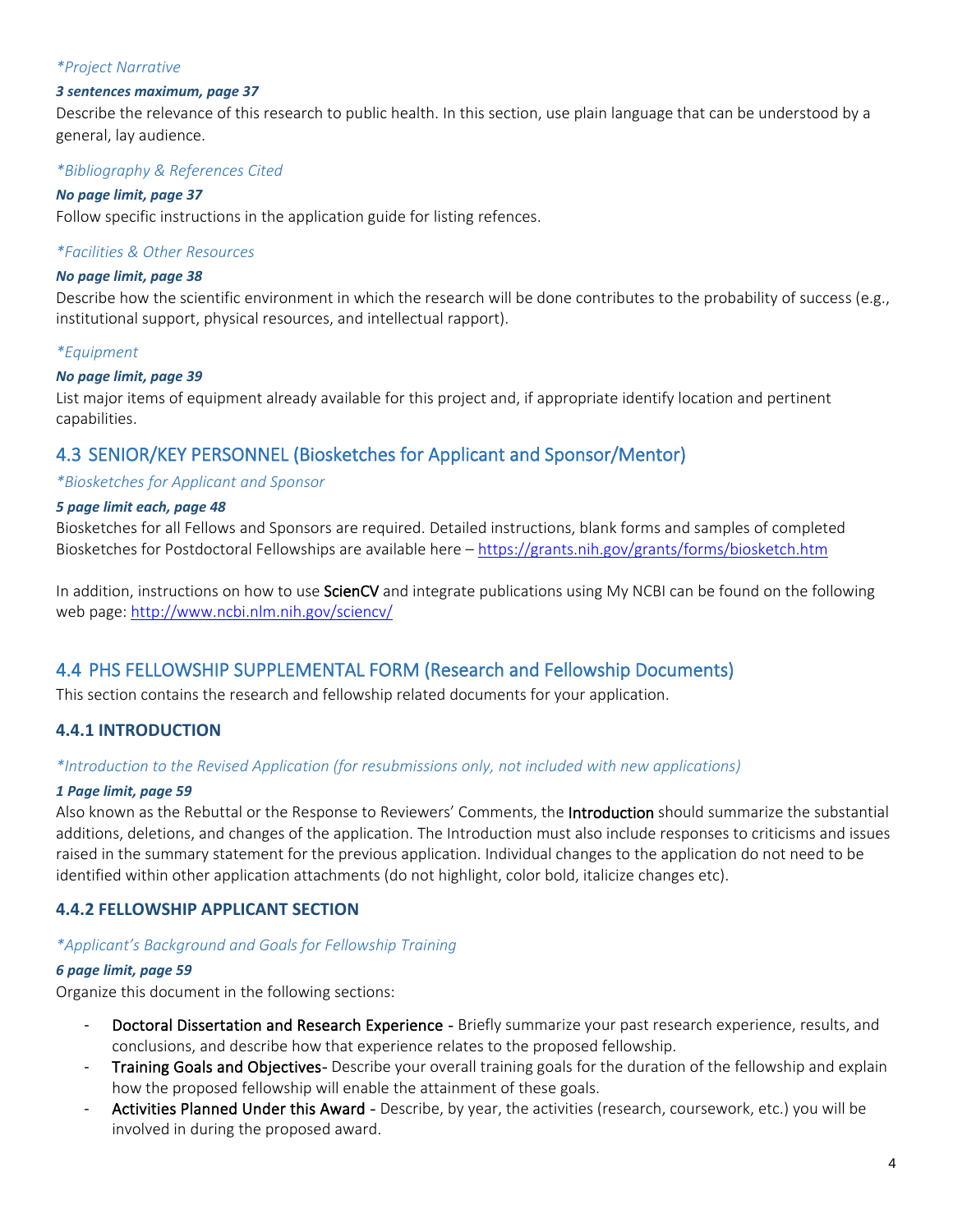*\*Project Narrative*

***3 sentences maximum, page 37***

Describe the relevance of this research to public health. In this section, use plain language that can be understood by a general, lay audience.

*\*Bibliography & References Cited*

***No page limit, page 37***

Follow specific instructions in the application guide for listing refences.

*\*Facilities & Other Resources*

***No page limit, page 38***

Describe how the scientific environment in which the research will be done contributes to the probability of success (e.g., institutional support, physical resources, and intellectual rapport).

*\*Equipment*

***No page limit, page 39***

List major items of equipment already available for this project and, if appropriate identify location and pertinent capabilities.

## 4.3 SENIOR/KEY PERSONNEL (Biosketches for Applicant and Sponsor/Mentor)

*\*Biosketches for Applicant and Sponsor*

***5 page limit each, page 48***

Biosketches for all Fellows and Sponsors are required. Detailed instructions, blank forms and samples of completed Biosketches for Postdoctoral Fellowships are available here – https://grants.nih.gov/grants/forms/biosketch.htm

In addition, instructions on how to use ScienCV and integrate publications using My NCBI can be found on the following web page: http://www.ncbi.nlm.nih.gov/sciencv/

## 4.4 PHS FELLOWSHIP SUPPLEMENTAL FORM (Research and Fellowship Documents)

This section contains the research and fellowship related documents for your application.

### 4.4.1 INTRODUCTION

*\*Introduction to the Revised Application (for resubmissions only, not included with new applications)*

***1 Page limit, page 59***

Also known as the Rebuttal or the Response to Reviewers' Comments, the Introduction should summarize the substantial additions, deletions, and changes of the application. The Introduction must also include responses to criticisms and issues raised in the summary statement for the previous application. Individual changes to the application do not need to be identified within other application attachments (do not highlight, color bold, italicize changes etc).

### 4.4.2 FELLOWSHIP APPLICANT SECTION

*\*Applicant's Background and Goals for Fellowship Training*

***6 page limit, page 59***

Organize this document in the following sections:

- Doctoral Dissertation and Research Experience - Briefly summarize your past research experience, results, and conclusions, and describe how that experience relates to the proposed fellowship.
- Training Goals and Objectives- Describe your overall training goals for the duration of the fellowship and explain how the proposed fellowship will enable the attainment of these goals.
- Activities Planned Under this Award - Describe, by year, the activities (research, coursework, etc.) you will be involved in during the proposed award.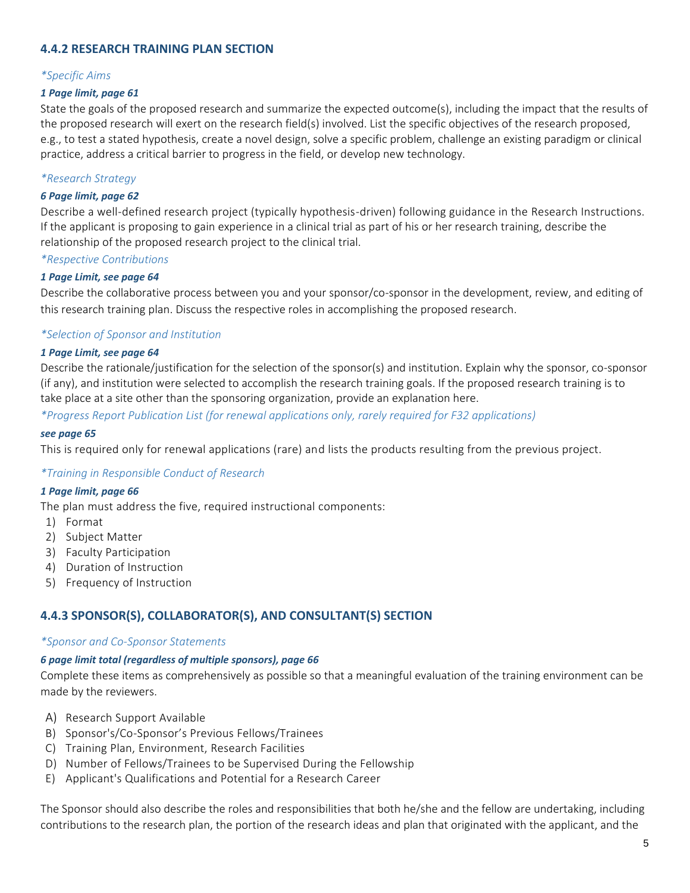### 4.4.2 RESEARCH TRAINING PLAN SECTION

*\*Specific Aims*

***1 Page limit, page 61***

State the goals of the proposed research and summarize the expected outcome(s), including the impact that the results of the proposed research will exert on the research field(s) involved. List the specific objectives of the research proposed, e.g., to test a stated hypothesis, create a novel design, solve a specific problem, challenge an existing paradigm or clinical practice, address a critical barrier to progress in the field, or develop new technology.

*\*Research Strategy*

***6 Page limit, page 62***

Describe a well-defined research project (typically hypothesis-driven) following guidance in the Research Instructions. If the applicant is proposing to gain experience in a clinical trial as part of his or her research training, describe the relationship of the proposed research project to the clinical trial.

*\*Respective Contributions*

***1 Page Limit, see page 64***

Describe the collaborative process between you and your sponsor/co-sponsor in the development, review, and editing of this research training plan. Discuss the respective roles in accomplishing the proposed research.

*\*Selection of Sponsor and Institution*

***1 Page Limit, see page 64***

Describe the rationale/justification for the selection of the sponsor(s) and institution. Explain why the sponsor, co-sponsor (if any), and institution were selected to accomplish the research training goals. If the proposed research training is to take place at a site other than the sponsoring organization, provide an explanation here.

*\*Progress Report Publication List (for renewal applications only, rarely required for F32 applications)*

***see page 65***

This is required only for renewal applications (rare) and lists the products resulting from the previous project.

*\*Training in Responsible Conduct of Research*

***1 Page limit, page 66***

The plan must address the five, required instructional components:

1) Format
2) Subject Matter
3) Faculty Participation
4) Duration of Instruction
5) Frequency of Instruction

### 4.4.3 SPONSOR(S), COLLABORATOR(S), AND CONSULTANT(S) SECTION

*\*Sponsor and Co-Sponsor Statements*

***6 page limit total (regardless of multiple sponsors), page 66***

Complete these items as comprehensively as possible so that a meaningful evaluation of the training environment can be made by the reviewers.

A) Research Support Available
B) Sponsor's/Co-Sponsor's Previous Fellows/Trainees
C) Training Plan, Environment, Research Facilities
D) Number of Fellows/Trainees to be Supervised During the Fellowship
E) Applicant's Qualifications and Potential for a Research Career

The Sponsor should also describe the roles and responsibilities that both he/she and the fellow are undertaking, including contributions to the research plan, the portion of the research ideas and plan that originated with the applicant, and the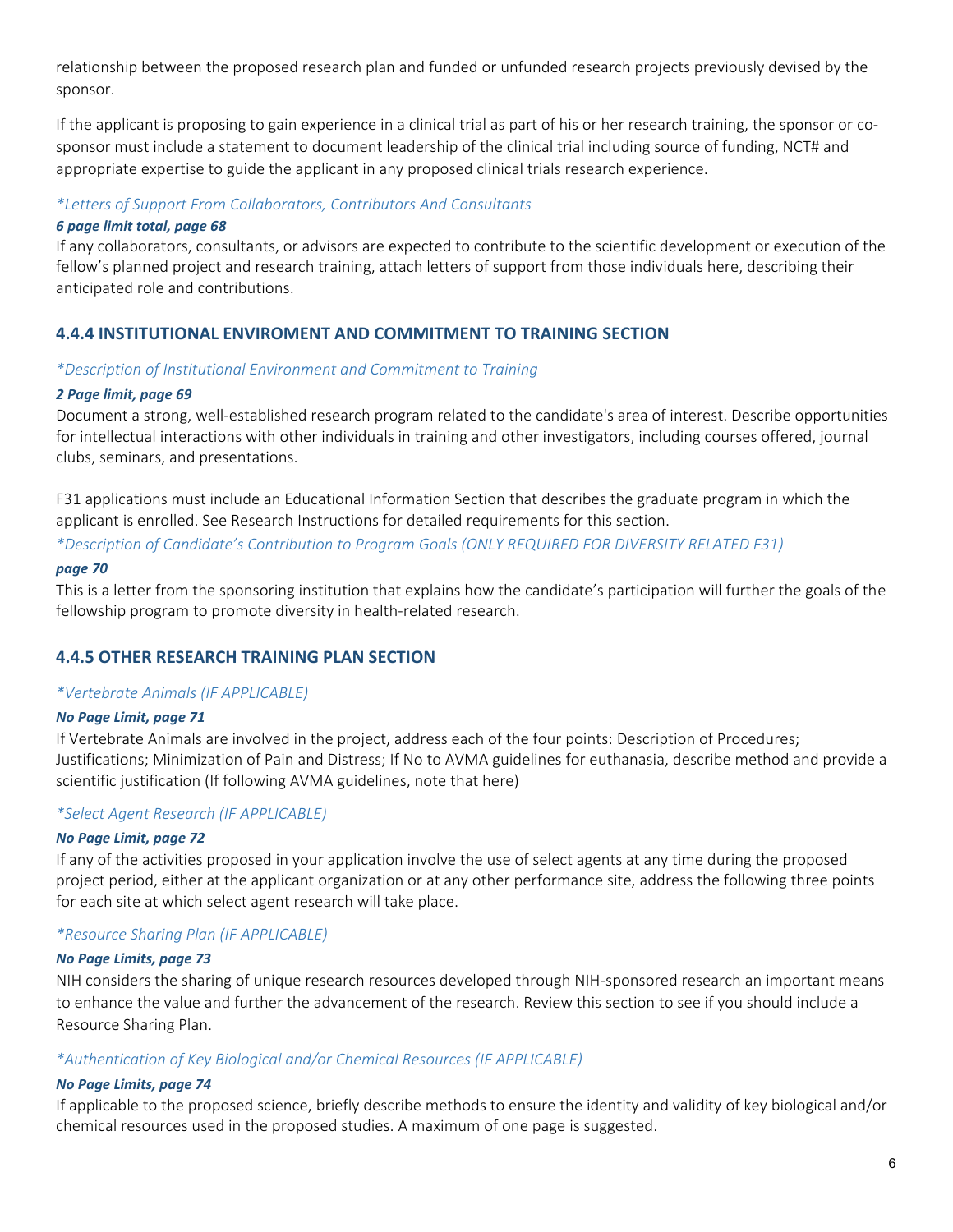relationship between the proposed research plan and funded or unfunded research projects previously devised by the sponsor.

If the applicant is proposing to gain experience in a clinical trial as part of his or her research training, the sponsor or co-sponsor must include a statement to document leadership of the clinical trial including source of funding, NCT# and appropriate expertise to guide the applicant in any proposed clinical trials research experience.

*\*Letters of Support From Collaborators, Contributors And Consultants*

***6 page limit total, page 68***

If any collaborators, consultants, or advisors are expected to contribute to the scientific development or execution of the fellow's planned project and research training, attach letters of support from those individuals here, describing their anticipated role and contributions.

## 4.4.4 INSTITUTIONAL ENVIROMENT AND COMMITMENT TO TRAINING SECTION

*\*Description of Institutional Environment and Commitment to Training*

***2 Page limit, page 69***

Document a strong, well-established research program related to the candidate's area of interest. Describe opportunities for intellectual interactions with other individuals in training and other investigators, including courses offered, journal clubs, seminars, and presentations.

F31 applications must include an Educational Information Section that describes the graduate program in which the applicant is enrolled. See Research Instructions for detailed requirements for this section.

*\*Description of Candidate's Contribution to Program Goals (ONLY REQUIRED FOR DIVERSITY RELATED F31)*

***page 70***

This is a letter from the sponsoring institution that explains how the candidate's participation will further the goals of the fellowship program to promote diversity in health-related research.

## 4.4.5 OTHER RESEARCH TRAINING PLAN SECTION

*\*Vertebrate Animals (IF APPLICABLE)*

***No Page Limit, page 71***

If Vertebrate Animals are involved in the project, address each of the four points: Description of Procedures; Justifications; Minimization of Pain and Distress; If No to AVMA guidelines for euthanasia, describe method and provide a scientific justification (If following AVMA guidelines, note that here)

*\*Select Agent Research (IF APPLICABLE)*

***No Page Limit, page 72***

If any of the activities proposed in your application involve the use of select agents at any time during the proposed project period, either at the applicant organization or at any other performance site, address the following three points for each site at which select agent research will take place.

*\*Resource Sharing Plan (IF APPLICABLE)*

***No Page Limits, page 73***

NIH considers the sharing of unique research resources developed through NIH-sponsored research an important means to enhance the value and further the advancement of the research. Review this section to see if you should include a Resource Sharing Plan.

*\*Authentication of Key Biological and/or Chemical Resources (IF APPLICABLE)*

***No Page Limits, page 74***

If applicable to the proposed science, briefly describe methods to ensure the identity and validity of key biological and/or chemical resources used in the proposed studies. A maximum of one page is suggested.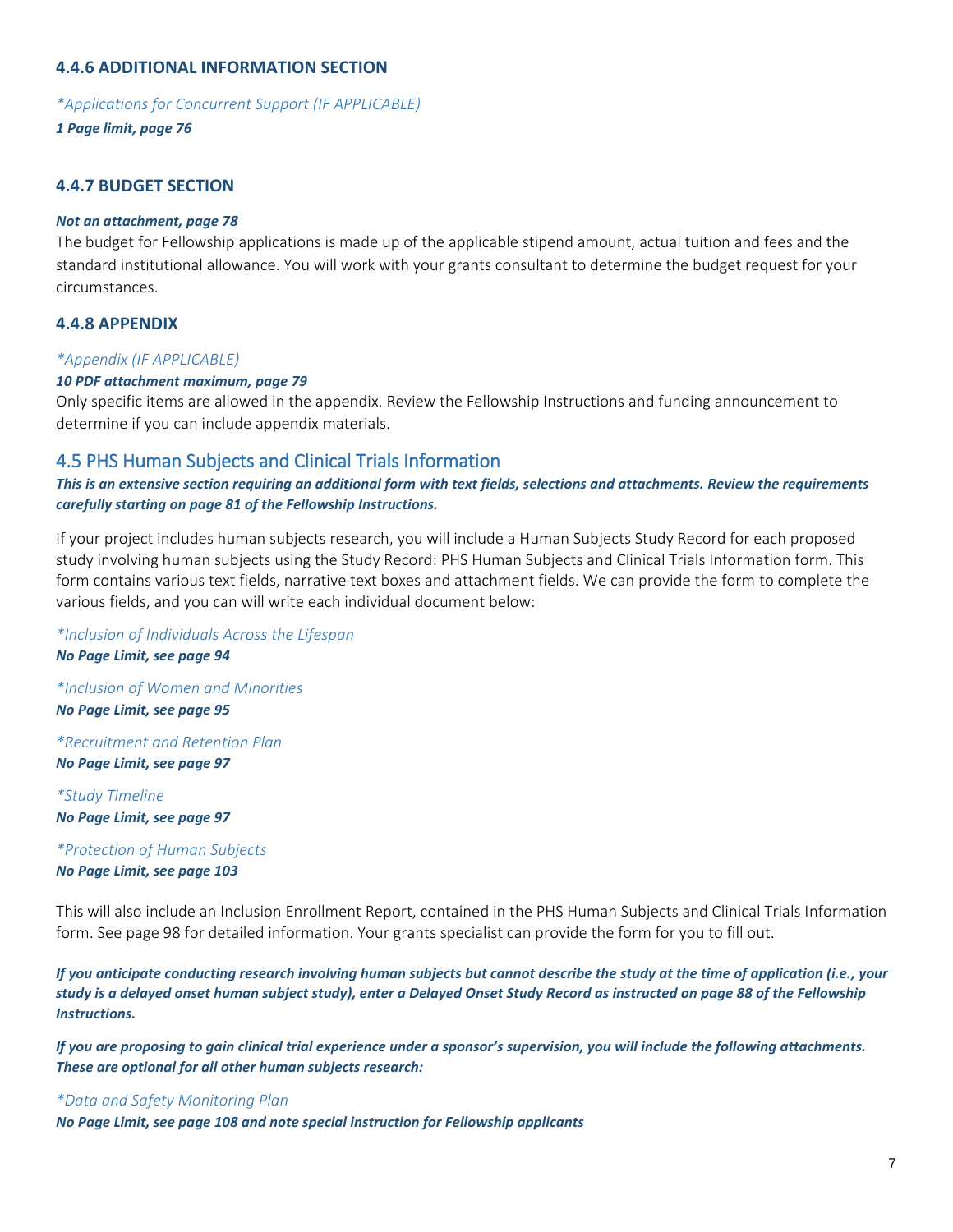### 4.4.6 ADDITIONAL INFORMATION SECTION

*\*Applications for Concurrent Support (IF APPLICABLE)*

***1 Page limit, page 76***

### 4.4.7 BUDGET SECTION

***Not an attachment, page 78***

The budget for Fellowship applications is made up of the applicable stipend amount, actual tuition and fees and the standard institutional allowance. You will work with your grants consultant to determine the budget request for your circumstances.

### 4.4.8 APPENDIX

*\*Appendix (IF APPLICABLE)*

***10 PDF attachment maximum, page 79***

Only specific items are allowed in the appendix. Review the Fellowship Instructions and funding announcement to determine if you can include appendix materials.

## 4.5 PHS Human Subjects and Clinical Trials Information

***This is an extensive section requiring an additional form with text fields, selections and attachments. Review the requirements carefully starting on page 81 of the Fellowship Instructions.***

If your project includes human subjects research, you will include a Human Subjects Study Record for each proposed study involving human subjects using the Study Record: PHS Human Subjects and Clinical Trials Information form. This form contains various text fields, narrative text boxes and attachment fields. We can provide the form to complete the various fields, and you can will write each individual document below:

*\*Inclusion of Individuals Across the Lifespan*

***No Page Limit, see page 94***

*\*Inclusion of Women and Minorities*

***No Page Limit, see page 95***

*\*Recruitment and Retention Plan*

***No Page Limit, see page 97***

*\*Study Timeline*

***No Page Limit, see page 97***

*\*Protection of Human Subjects*

***No Page Limit, see page 103***

This will also include an Inclusion Enrollment Report, contained in the PHS Human Subjects and Clinical Trials Information form. See page 98 for detailed information. Your grants specialist can provide the form for you to fill out.

***If you anticipate conducting research involving human subjects but cannot describe the study at the time of application (i.e., your study is a delayed onset human subject study), enter a Delayed Onset Study Record as instructed on page 88 of the Fellowship Instructions.***

***If you are proposing to gain clinical trial experience under a sponsor's supervision, you will include the following attachments. These are optional for all other human subjects research:***

*\*Data and Safety Monitoring Plan*

***No Page Limit, see page 108 and note special instruction for Fellowship applicants***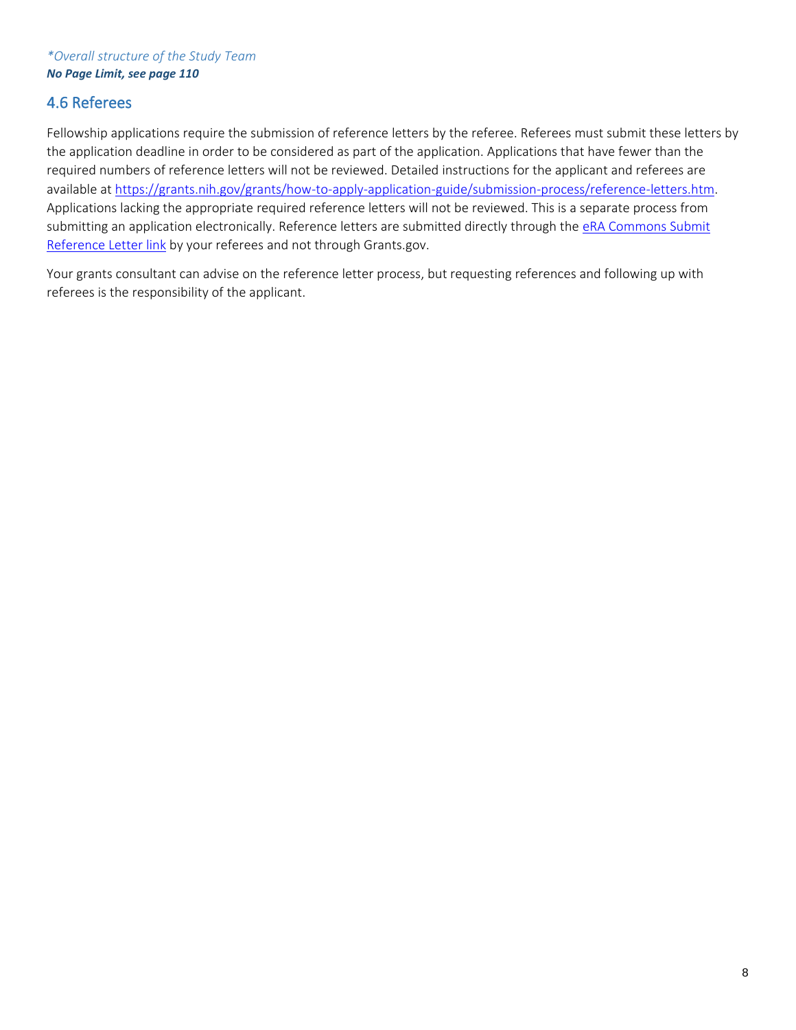*\*Overall structure of the Study Team*

***No Page Limit, see page 110***

## 4.6 Referees

Fellowship applications require the submission of reference letters by the referee. Referees must submit these letters by the application deadline in order to be considered as part of the application. Applications that have fewer than the required numbers of reference letters will not be reviewed. Detailed instructions for the applicant and referees are available at [https://grants.nih.gov/grants/how-to-apply-application-guide/submission-process/reference-letters.htm](https://grants.nih.gov/grants/how-to-apply-application-guide/submission-process/reference-letters.htm). Applications lacking the appropriate required reference letters will not be reviewed. This is a separate process from submitting an application electronically. Reference letters are submitted directly through the eRA Commons Submit Reference Letter link by your referees and not through Grants.gov.

Your grants consultant can advise on the reference letter process, but requesting references and following up with referees is the responsibility of the applicant.